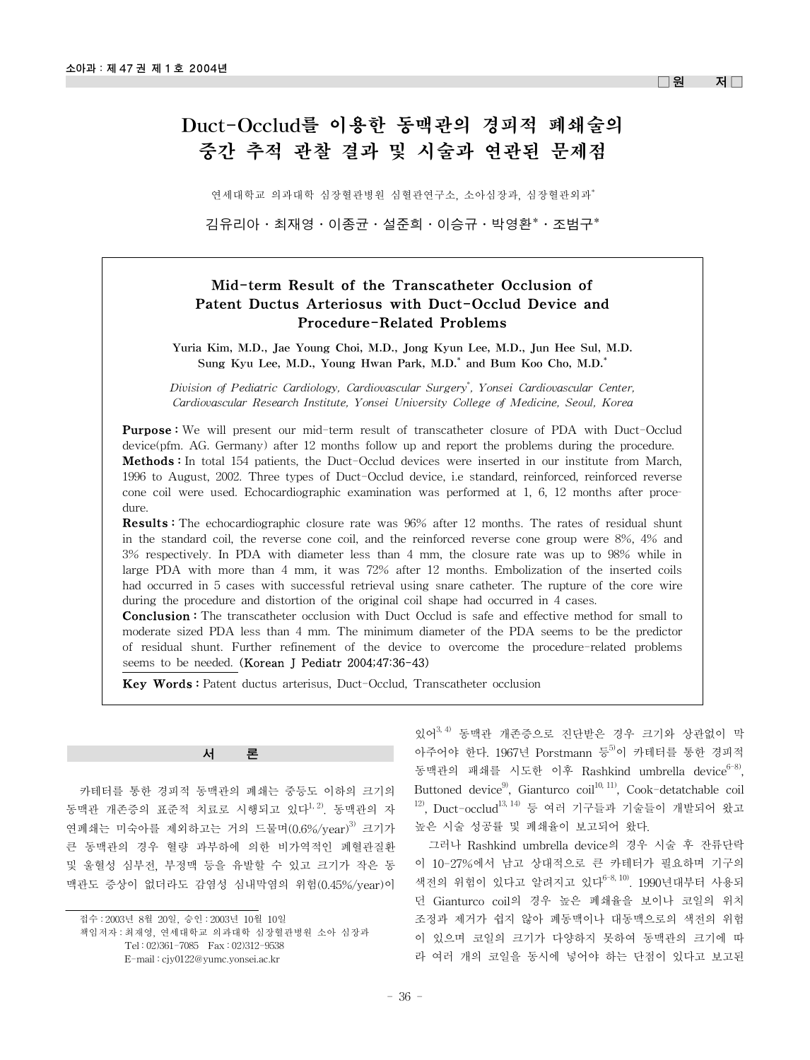□원 저□

# Duct-Occlud를 이용한 동맥관의 경피적 폐쇄술의 중간 추적 관찰 결과 및 시술과 연관된 문제점

연세대학교 의과대학 심장혈관병원 심혈관연구소, 소아심장과, 심장혈관외과*

김유리아 · 최재영 · 이종균 · 설준희 · 이승규 · 박영환* · 조범구*

## Mid-term Result of the Transcatheter Occlusion of Patent Ductus Arteriosus with Duct-Occlud Device and Procedure-Related Problems

**Yuria Kim, M.D., Jae Young Choi, M.D., Jong Kyun Lee, M.D., Jun Hee Sul, M.D. Sung Kyu Lee, M.D., Young Hwan Park, M.D.* and Bum Koo Cho, M.D.***

*Division of Pediatric Cardiology, Cardiovascular Surgery*, Yonsei Cardiovascular Center, Cardiovascular Research Institute, Yonsei University College of Medicine, Seoul, Korea*

**Purpose :** We will present our mid-term result of transcatheter closure of PDA with Duct-Occlud device(pfm. AG. Germany) after 12 months follow up and report the problems during the procedure.

**Methods :** In total 154 patients, the Duct-Occlud devices were inserted in our institute from March, 1996 to August, 2002. Three types of Duct-Occlud device, i.e standard, reinforced, reinforced reverse cone coil were used. Echocardiographic examination was performed at 1, 6, 12 months after procedure.

**Results :** The echocardiographic closure rate was 96% after 12 months. The rates of residual shunt in the standard coil, the reverse cone coil, and the reinforced reverse cone group were 8%, 4% and 3% respectively. In PDA with diameter less than 4 mm, the closure rate was up to 98% while in large PDA with more than 4 mm, it was 72% after 12 months. Embolization of the inserted coils had occurred in 5 cases with successful retrieval using snare catheter. The rupture of the core wire during the procedure and distortion of the original coil shape had occurred in 4 cases.

**Conclusion :** The transcatheter occlusion with Duct Occlud is safe and effective method for small to moderate sized PDA less than 4 mm. The minimum diameter of the PDA seems to be the predictor of residual shunt. Further refinement of the device to overcome the procedure-related problems seems to be needed. (Korean J Pediatr 2004;47:36-43)

**Key Words :** Patent ductus arterisus, Duct-Occlud, Transcatheter occlusion

## 서 론

카테터를 통한 경피적 동맥관의 폐쇄는 중등도 이하의 크기의 동맥관 개존증의 표준적 치료로 시행되고 있다[1, 2]. 동맥관의 자연폐쇄는 미숙아를 제외하고는 거의 드물며(0.6%/year)[3] 크기가 큰 동맥관의 경우 혈량 과부하에 의한 비가역적인 폐혈관질환 및 울혈성 심부전, 부정맥 등을 유발할 수 있고 크기가 작은 동맥관도 증상이 없더라도 감염성 심내막염의 위험(0.45%/year)이 있어[3, 4] 동맥관 개존증으로 진단받은 경우 크기와 상관없이 막아주어야 한다. 1967년 Porstmann 등[5]이 카테터를 통한 경피적 동맥관의 패쇄를 시도한 이후 Rashkind umbrella device[6-8], Buttoned device[9], Gianturco coil[10, 11], Cook-detatchable coil[12], Duct-occlud[13, 14] 등 여러 기구들과 기술들이 개발되어 왔고 높은 시술 성공률 및 폐쇄율이 보고되어 왔다.

그러나 Rashkind umbrella device의 경우 시술 후 잔류단락이 10-27%에서 남고 상대적으로 큰 카테터가 필요하며 기구의 색전의 위험이 있다고 알려지고 있다[6-8, 10]. 1990년대부터 사용되던 Gianturco coil의 경우 높은 폐쇄율을 보이나 코일의 위치 조정과 제거가 쉽지 않아 폐동맥이나 대동맥으로의 색전의 위험이 있으며 코일의 크기가 다양하지 못하여 동맥관의 크기에 따라 여러 개의 코일을 동시에 넣어야 하는 단점이 있다고 보고된

접수 : 2003년 8월 20일, 승인 : 2003년 10월 10일
책임저자 : 최재영, 연세대학교 의과대학 심장혈관병원 소아 심장과
Tel : 02)361-7085 Fax : 02)312-9538
E-mail : cjy0122@yumc.yonsei.ac.kr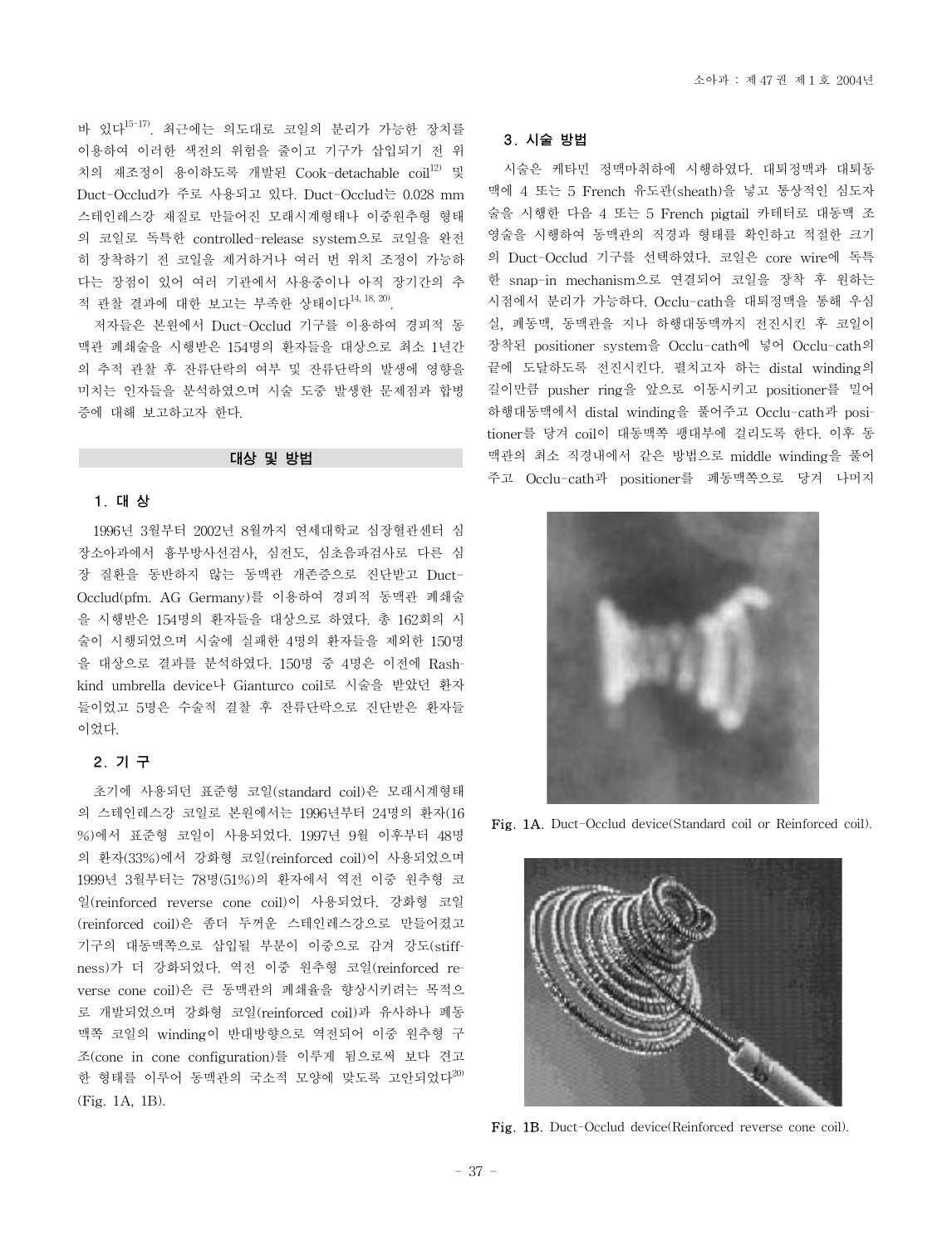바 있다[15-17]. 최근에는 의도대로 코일의 분리가 가능한 장치를 이용하여 이러한 색전의 위험을 줄이고 기구가 삽입되기 전 위치의 재조정이 용이하도록 개발된 Cook-detachable coil[12] 및 Duct-Occlud가 주로 사용되고 있다. Duct-Occlud는 0.028 mm 스테인레스강 재질로 만들어진 모래시계형태나 이중원추형 형태의 코일로 독특한 controlled-release system으로 코일을 완전히 장착하기 전 코일을 제거하거나 여러 번 위치 조정이 가능하다는 장점이 있어 여러 기관에서 사용중이나 아직 장기간의 추적 관찰 결과에 대한 보고는 부족한 상태이다[14, 18, 20].

저자들은 본원에서 Duct-Occlud 기구를 이용하여 경피적 동맥관 폐쇄술을 시행받은 154명의 환자들을 대상으로 최소 1년간의 추적 관찰 후 잔류단락의 여부 및 잔류단락의 발생에 영향을 미치는 인자들을 분석하였으며 시술 도중 발생한 문제점과 합병증에 대해 보고하고자 한다.

## 대상 및 방법

### 1. 대 상

1996년 3월부터 2002년 8월까지 연세대학교 심장혈관센터 심장소아과에서 흉부방사선검사, 심전도, 심초음파검사로 다른 심장 질환을 동반하지 않는 동맥관 개존증으로 진단받고 Duct-Occlud(pfm. AG Germany)를 이용하여 경피적 동맥관 폐쇄술을 시행받은 154명의 환자들을 대상으로 하였다. 총 162회의 시술이 시행되었으며 시술에 실패한 4명의 환자들을 제외한 150명을 대상으로 결과를 분석하였다. 150명 중 4명은 이전에 Rashkind umbrella device나 Gianturco coil로 시술을 받았던 환자들이었고 5명은 수술적 결찰 후 잔류단락으로 진단받은 환자들이었다.

### 2. 기 구

초기에 사용되던 표준형 코일(standard coil)은 모래시계형태의 스테인레스강 코일로 본원에서는 1996년부터 24명의 환자(16%)에서 표준형 코일이 사용되었다. 1997년 9월 이후부터 48명의 환자(33%)에서 강화형 코일(reinforced coil)이 사용되었으며 1999년 3월부터는 78명(51%)의 환자에서 역전 이중 원추형 코일(reinforced reverse cone coil)이 사용되었다. 강화형 코일(reinforced coil)은 좀더 두꺼운 스테인레스강으로 만들어졌고 기구의 대동맥쪽으로 삽입될 부분이 이중으로 감겨 강도(stiffness)가 더 강화되었다. 역전 이중 원추형 코일(reinforced reverse cone coil)은 큰 동맥관의 폐쇄율을 향상시키려는 목적으로 개발되었으며 강화형 코일(reinforced coil)과 유사하나 폐동맥쪽 코일의 winding이 반대방향으로 역전되어 이중 원추형 구조(cone in cone configuration)를 이루게 됨으로써 보다 견고한 형태를 이루어 동맥관의 국소적 모양에 맞도록 고안되었다[20] (Fig. 1A, 1B).

### 3. 시술 방법

시술은 케타민 정맥마취하에 시행하였다. 대퇴정맥과 대퇴동맥에 4 또는 5 French 유도관(sheath)을 넣고 통상적인 심도자술을 시행한 다음 4 또는 5 French pigtail 카테터로 대동맥 조영술을 시행하여 동맥관의 직경과 형태를 확인하고 적절한 크기의 Duct-Occlud 기구를 선택하였다. 코일은 core wire에 독특한 snap-in mechanism으로 연결되어 코일을 장착 후 원하는 시점에서 분리가 가능하다. Occlu-cath을 대퇴정맥을 통해 우심실, 폐동맥, 동맥관을 지나 하행대동맥까지 전진시킨 후 코일이 장착된 positioner system을 Occlu-cath에 넣어 Occlu-cath의 끝에 도달하도록 전진시킨다. 펼치고자 하는 distal winding의 길이만큼 pusher ring을 앞으로 이동시키고 positioner를 밀어 하행대동맥에서 distal winding을 풀어주고 Occlu-cath과 positioner를 당겨 coil이 대동맥쪽 팽대부에 걸리도록 한다. 이후 동맥관의 최소 직경내에서 같은 방법으로 middle winding을 풀어주고 Occlu-cath과 positioner를 폐동맥쪽으로 당겨 나머지

**Fig. 1A**. Duct-Occlud device(Standard coil or Reinforced coil).

**Fig. 1B**. Duct-Occlud device(Reinforced reverse cone coil).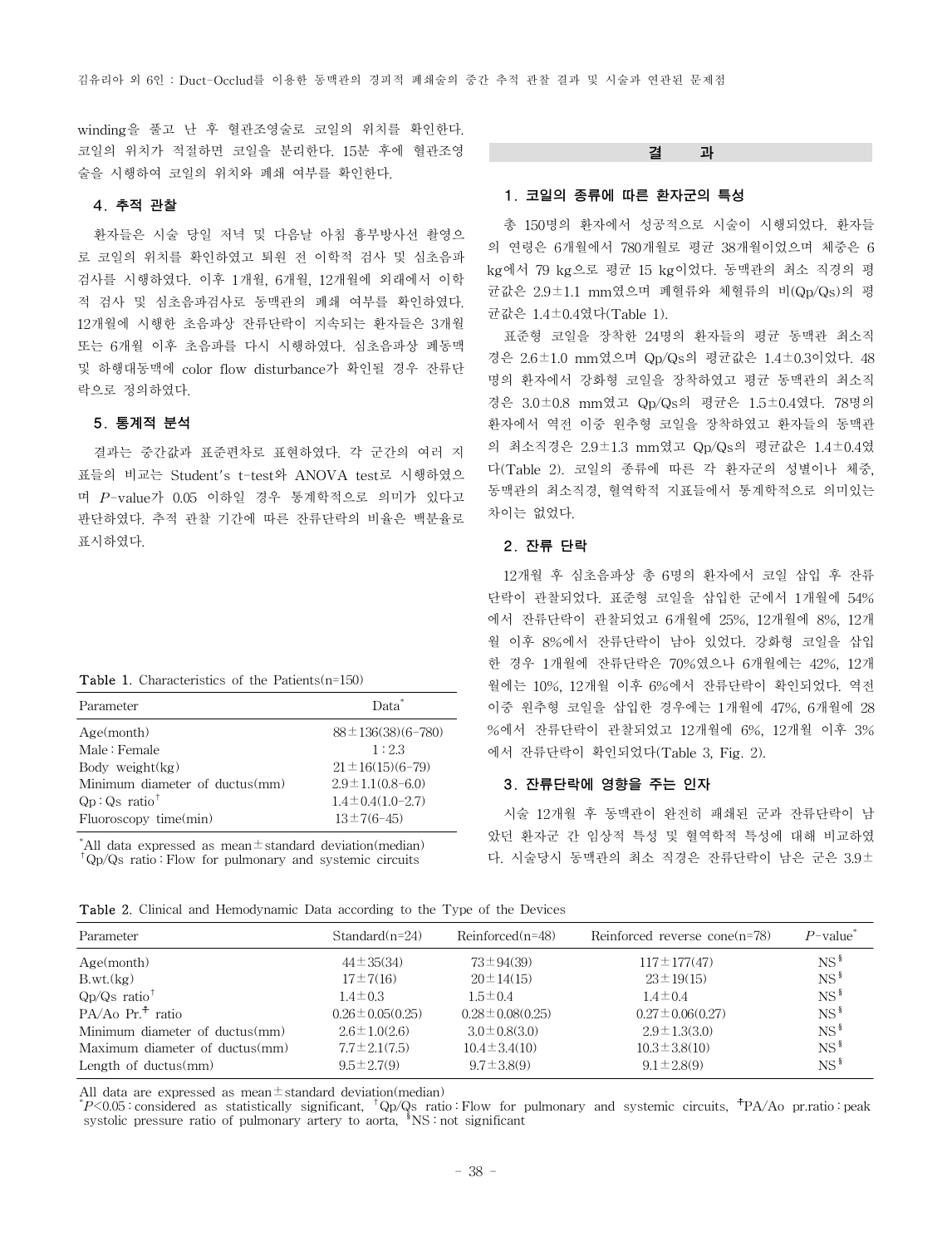winding을 풀고 난 후 혈관조영술로 코일의 위치를 확인한다. 코일의 위치가 적절하면 코일을 분리한다. 15분 후에 혈관조영술을 시행하여 코일의 위치와 폐쇄 여부를 확인한다.

### 4. 추적 관찰

환자들은 시술 당일 저녁 및 다음날 아침 흉부방사선 촬영으로 코일의 위치를 확인하였고 퇴원 전 이학적 검사 및 심초음파 검사를 시행하였다. 이후 1개월, 6개월, 12개월에 외래에서 이학적 검사 및 심초음파검사로 동맥관의 폐쇄 여부를 확인하였다. 12개월에 시행한 초음파상 잔류단락이 지속되는 환자들은 3개월 또는 6개월 이후 초음파를 다시 시행하였다. 심초음파상 폐동맥 및 하행대동맥에 color flow disturbance가 확인될 경우 잔류단락으로 정의하였다.

### 5. 통계적 분석

결과는 중간값과 표준편차로 표현하였다. 각 군간의 여러 지표들의 비교는 Student's t-test와 ANOVA test로 시행하였으며 $P$-value가 0.05 이하일 경우 통계학적으로 의미가 있다고 판단하였다. 추적 관찰 기간에 따른 잔류단락의 비율은 백분율로 표시하였다.

**Table 1.** Characteristics of the Patients(n=150)

| Parameter | Data* |
|---|---|
| Age(month) | 88±136(38)(6-780) |
| Male : Female | 1 : 2.3 |
| Body weight(kg) | 21±16(15)(6-79) |
| Minimum diameter of ductus(mm) | 2.9±1.1(0.8-6.0) |
| Qp : Qs ratio† | 1.4±0.4(1.0-2.7) |
| Fluoroscopy time(min) | 13±7(6-45) |

*All data expressed as mean±standard deviation(median)
†Qp/Qs ratio : Flow for pulmonary and systemic circuits

## 결 과

### 1. 코일의 종류에 따른 환자군의 특성

총 150명의 환자에서 성공적으로 시술이 시행되었다. 환자들의 연령은 6개월에서 780개월로 평균 38개월이었으며 체중은 6 kg에서 79 kg으로 평균 15 kg이었다. 동맥관의 최소 직경의 평균값은 2.9±1.1 mm였으며 폐혈류와 체혈류의 비(Qp/Qs)의 평균값은 1.4±0.4였다(Table 1).

표준형 코일을 장착한 24명의 환자들의 평균 동맥관 최소직경은 2.6±1.0 mm였으며 Qp/Qs의 평균값은 1.4±0.3이었다. 48명의 환자에서 강화형 코일을 장착하였고 평균 동맥관의 최소직경은 3.0±0.8 mm였고 Qp/Qs의 평균은 1.5±0.4였다. 78명의 환자에서 역전 이중 원추형 코일을 장착하였고 환자들의 동맥관의 최소직경은 2.9±1.3 mm였고 Qp/Qs의 평균값은 1.4±0.4였다(Table 2). 코일의 종류에 따른 각 환자군의 성별이나 체중, 동맥관의 최소직경, 혈역학적 지표들에서 통계학적으로 의미있는 차이는 없었다.

### 2. 잔류 단락

12개월 후 심초음파상 총 6명의 환자에서 코일 삽입 후 잔류단락이 관찰되었다. 표준형 코일을 삽입한 군에서 1개월에 54%에서 잔류단락이 관찰되었고 6개월에 25%, 12개월에 8%, 12개월 이후 8%에서 잔류단락이 남아 있었다. 강화형 코일을 삽입한 경우 1개월에 잔류단락은 70%였으나 6개월에는 42%, 12개월에는 10%, 12개월 이후 6%에서 잔류단락이 확인되었다. 역전 이중 원추형 코일을 삽입한 경우에는 1개월에 47%, 6개월에 28%에서 잔류단락이 관찰되었고 12개월에 6%, 12개월 이후 3%에서 잔류단락이 확인되었다(Table 3, Fig. 2).

### 3. 잔류단락에 영향을 주는 인자

시술 12개월 후 동맥관이 완전히 폐쇄된 군과 잔류단락이 남았던 환자군 간 임상적 특성 및 혈역학적 특성에 대해 비교하였다. 시술당시 동맥관의 최소 직경은 잔류단락이 남은 군은 3.9±

**Table 2.** Clinical and Hemodynamic Data according to the Type of the Devices

| Parameter | Standard(n=24) | Reinforced(n=48) | Reinforced reverse cone(n=78) | $P$-value* |
|---|---|---|---|---|
| Age(month) | 44±35(34) | 73±94(39) | 117±177(47) | NS§ |
| B.wt.(kg) | 17±7(16) | 20±14(15) | 23±19(15) | NS§ |
| Qp/Qs ratio† | 1.4±0.3 | 1.5±0.4 | 1.4±0.4 | NS§ |
| PA/Ao Pr.‡ ratio | 0.26±0.05(0.25) | 0.28±0.08(0.25) | 0.27±0.06(0.27) | NS§ |
| Minimum diameter of ductus(mm) | 2.6±1.0(2.6) | 3.0±0.8(3.0) | 2.9±1.3(3.0) | NS§ |
| Maximum diameter of ductus(mm) | 7.7±2.1(7.5) | 10.4±3.4(10) | 10.3±3.8(10) | NS§ |
| Length of ductus(mm) | 9.5±2.7(9) | 9.7±3.8(9) | 9.1±2.8(9) | NS§ |

All data are expressed as mean±standard deviation(median)
*$P$<0.05 : considered as statistically significant, †Qp/Qs ratio : Flow for pulmonary and systemic circuits, ‡PA/Ao pr.ratio : peak systolic pressure ratio of pulmonary artery to aorta, §NS : not significant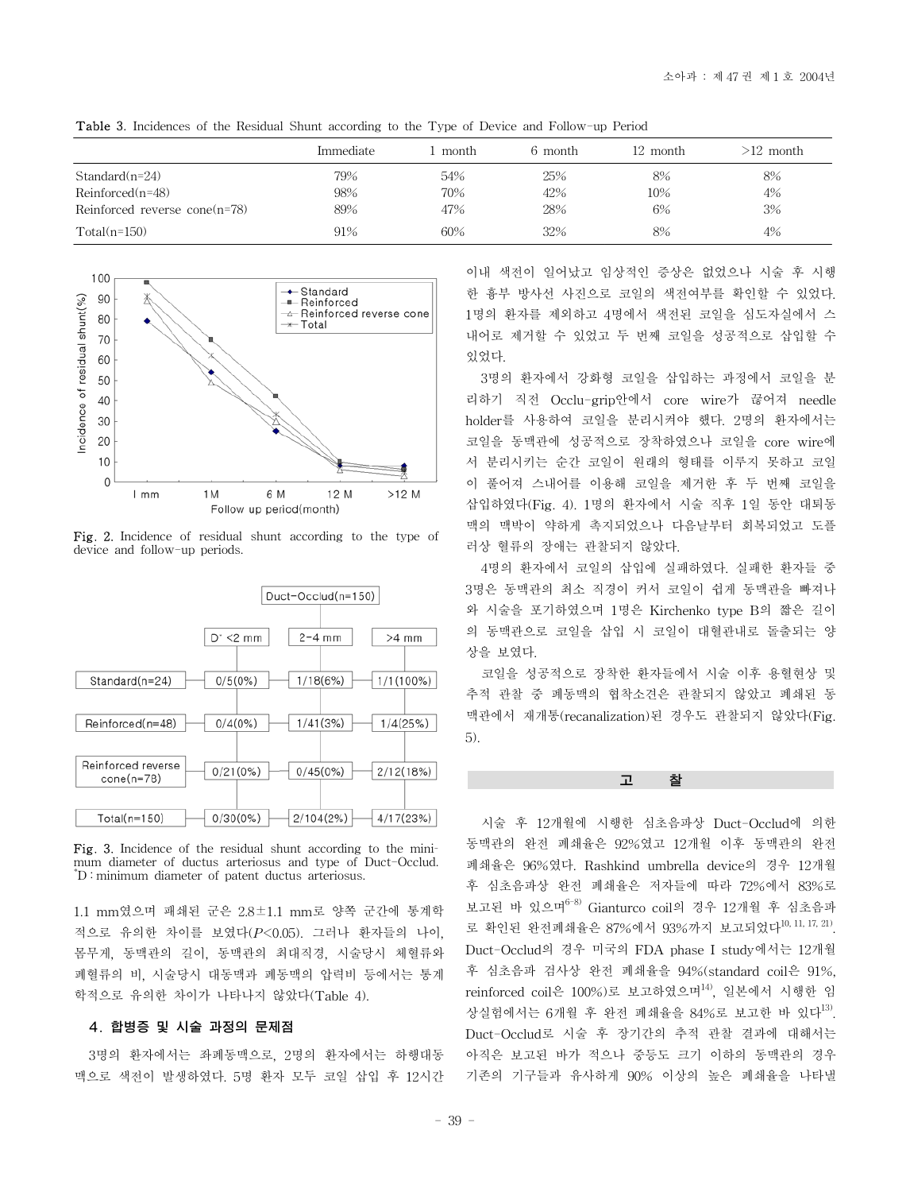Table 3. Incidences of the Residual Shunt according to the Type of Device and Follow-up Period

| | Immediate | 1 month | 6 month | 12 month | >12 month |
|---|---|---|---|---|---|
| Standard(n=24) | 79% | 54% | 25% | 8% | 8% |
| Reinforced(n=48) | 98% | 70% | 42% | 10% | 4% |
| Reinforced reverse cone(n=78) | 89% | 47% | 28% | 6% | 3% |
| Total(n=150) | 91% | 60% | 32% | 8% | 4% |

Fig. 2. Incidence of residual shunt according to the type of device and follow-up periods.

Fig. 3. Incidence of the residual shunt according to the minimum diameter of ductus arteriosus and type of Duct-Occlud. *D : minimum diameter of patent ductus arteriosus.

1.1 mm였으며 폐쇄된 군은 2.8±1.1 mm로 양쪽 군간에 통계학적으로 유의한 차이를 보였다($P$<0.05). 그러나 환자들의 나이, 몸무게, 동맥관의 길이, 동맥관의 최대직경, 시술당시 체혈류와 폐혈류의 비, 시술당시 대동맥과 폐동맥의 압력비 등에서는 통계학적으로 유의한 차이가 나타나지 않았다(Table 4).

### 4. 합병증 및 시술 과정의 문제점

3명의 환자에서는 좌폐동맥으로, 2명의 환자에서는 하행대동맥으로 색전이 발생하였다. 5명 환자 모두 코일 삽입 후 12시간 이내 색전이 일어났고 임상적인 증상은 없었으나 시술 후 시행한 흉부 방사선 사진으로 코일의 색전여부를 확인할 수 있었다. 1명의 환자를 제외하고 4명에서 색전된 코일을 심도자실에서 스내어로 제거할 수 있었고 두 번째 코일을 성공적으로 삽입할 수 있었다.

3명의 환자에서 강화형 코일을 삽입하는 과정에서 코일을 분리하기 직전 Occlu-grip안에서 core wire가 끊어져 needle holder를 사용하여 코일을 분리시켜야 했다. 2명의 환자에서는 코일을 동맥관에 성공적으로 장착하였으나 코일을 core wire에서 분리시키는 순간 코일이 원래의 형태를 이루지 못하고 코일이 풀어져 스내어를 이용해 코일을 제거한 후 두 번째 코일을 삽입하였다(Fig. 4). 1명의 환자에서 시술 직후 1일 동안 대퇴동맥의 맥박이 약하게 촉지되었으나 다음날부터 회복되었고 도플러상 혈류의 장애는 관찰되지 않았다.

4명의 환자에서 코일의 삽입에 실패하였다. 실패한 환자들 중 3명은 동맥관의 최소 직경이 커서 코일이 쉽게 동맥관을 빠져나와 시술을 포기하였으며 1명은 Kirchenko type B의 짧은 길이의 동맥관으로 코일을 삽입 시 코일이 대혈관내로 돌출되는 양상을 보였다.

코일을 성공적으로 장착한 환자들에서 시술 이후 용혈현상 및 추적 관찰 중 폐동맥의 협착소견은 관찰되지 않았고 폐쇄된 동맥관에서 재개통(recanalization)된 경우도 관찰되지 않았다(Fig. 5).

## 고 찰

시술 후 12개월에 시행한 심초음파상 Duct-Occlud에 의한 동맥관의 완전 폐쇄율은 92%였고 12개월 이후 동맥관의 완전 폐쇄율은 96%였다. Rashkind umbrella device의 경우 12개월 후 심초음파상 완전 폐쇄율은 저자들에 따라 72%에서 83%로 보고된 바 있으며[6-8] Gianturco coil의 경우 12개월 후 심초음파로 확인된 완전폐쇄율은 87%에서 93%까지 보고되었다[10, 11, 17, 21]. Duct-Occlud의 경우 미국의 FDA phase I study에서는 12개월 후 심초음파 검사상 완전 폐쇄율을 94%(standard coil은 91%, reinforced coil은 100%)로 보고하였으며[14], 일본에서 시행한 임상실험에서는 6개월 후 완전 폐쇄율을 84%로 보고한 바 있다[13]. Duct-Occlud로 시술 후 장기간의 추적 관찰 결과에 대해서는 아직은 보고된 바가 적으나 중등도 크기 이하의 동맥관의 경우 기존의 기구들과 유사하게 90% 이상의 높은 폐쇄율을 나타낼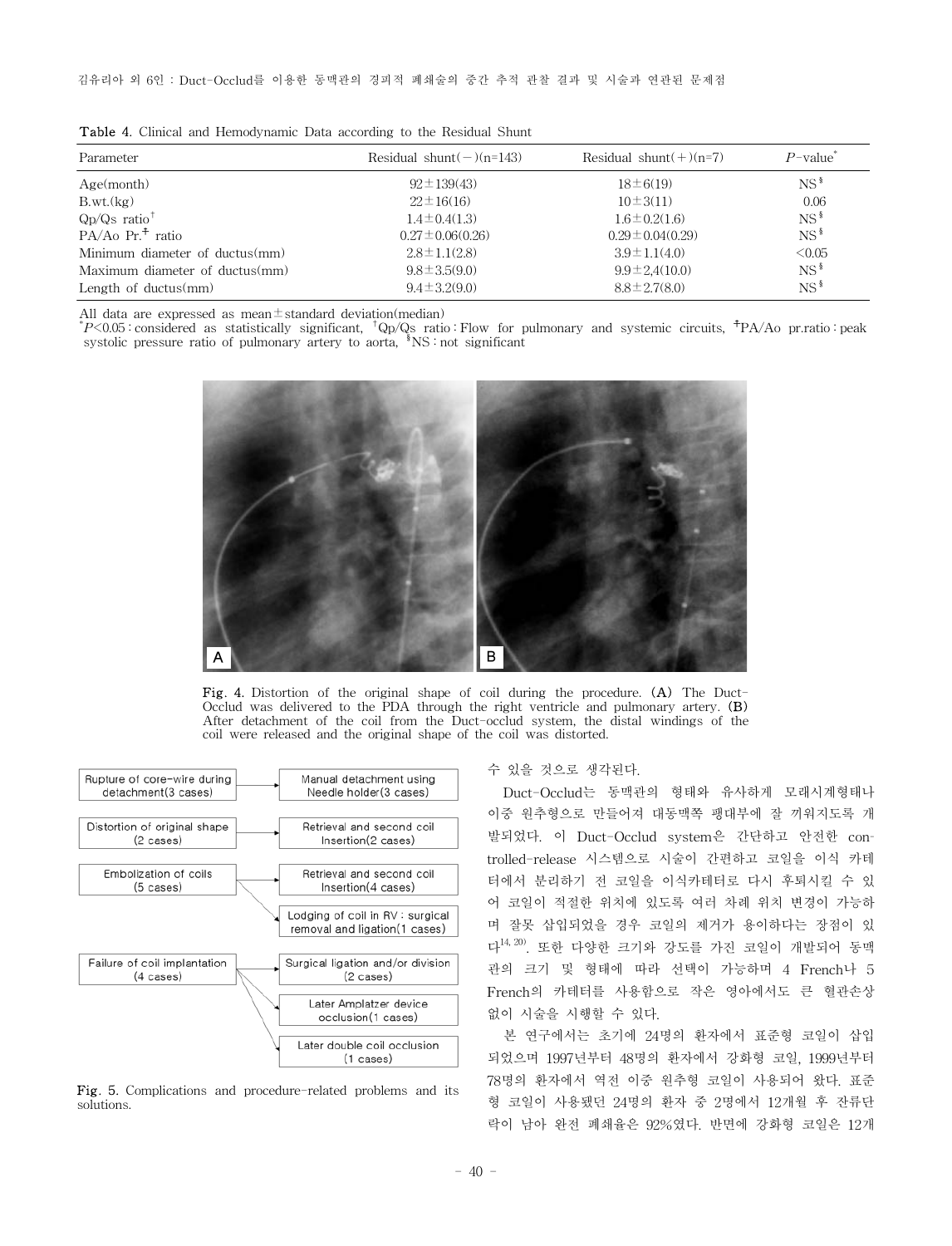**Table 4.** Clinical and Hemodynamic Data according to the Residual Shunt

| Parameter | Residual shunt(−)(n=143) | Residual shunt(+)(n=7) | $P$-value* |
|---|---|---|---|
| Age(month) | 92±139(43) | 18±6(19) | NS§ |
| B.wt.(kg) | 22±16(16) | 10±3(11) | 0.06 |
| Qp/Qs ratio† | 1.4±0.4(1.3) | 1.6±0.2(1.6) | NS§ |
| PA/Ao Pr.‡ ratio | 0.27±0.06(0.26) | 0.29±0.04(0.29) | NS§ |
| Minimum diameter of ductus(mm) | 2.8±1.1(2.8) | 3.9±1.1(4.0) | <0.05 |
| Maximum diameter of ductus(mm) | 9.8±3.5(9.0) | 9.9±2,4(10.0) | NS§ |
| Length of ductus(mm) | 9.4±3.2(9.0) | 8.8±2.7(8.0) | NS§ |

All data are expressed as mean±standard deviation(median)
*$P$<0.05 : considered as statistically significant, †Qp/Qs ratio : Flow for pulmonary and systemic circuits, ‡PA/Ao pr.ratio : peak systolic pressure ratio of pulmonary artery to aorta, §NS : not significant

**Fig. 4.** Distortion of the original shape of coil during the procedure. **(A)** The Duct-Occlud was delivered to the PDA through the right ventricle and pulmonary artery. **(B)** After detachment of the coil from the Duct-occlud system, the distal windings of the coil were released and the original shape of the coil was distorted.

- Rupture of core-wire during detachment(3 cases) → Manual detachment using Needle holder(3 cases)
- Distortion of original shape (2 cases) → Retrieval and second coil Insertion(2 cases)
- Embolization of coils (5 cases) → Retrieval and second coil Insertion(4 cases); Lodging of coil in RV : surgical removal and ligation(1 cases)
- Failure of coil implantation (4 cases) → Surgical ligation and/or division (2 cases); Later Amplatzer device occlusion(1 cases); Later double coil occlusion (1 cases)

**Fig. 5.** Complications and procedure-related problems and its solutions.

수 있을 것으로 생각된다.

Duct-Occlud는 동맥관의 형태와 유사하게 모래시계형태나 이중 원추형으로 만들어져 대동맥쪽 팽대부에 잘 끼워지도록 개발되었다. 이 Duct-Occlud system은 간단하고 안전한 controlled-release 시스템으로 시술이 간편하고 코일을 이식 카테터에서 분리하기 전 코일을 이식카테터로 다시 후퇴시킬 수 있어 코일이 적절한 위치에 있도록 여러 차례 위치 변경이 가능하며 잘못 삽입되었을 경우 코일의 제거가 용이하다는 장점이 있다[14, 20]. 또한 다양한 크기와 강도를 가진 코일이 개발되어 동맥관의 크기 및 형태에 따라 선택이 가능하며 4 French나 5 French의 카테터를 사용함으로 작은 영아에서도 큰 혈관손상 없이 시술을 시행할 수 있다.

본 연구에서는 초기에 24명의 환자에서 표준형 코일이 삽입되었으며 1997년부터 48명의 환자에서 강화형 코일, 1999년부터 78명의 환자에서 역전 이중 원추형 코일이 사용되어 왔다. 표준형 코일이 사용됐던 24명의 환자 중 2명에서 12개월 후 잔류단락이 남아 완전 폐쇄율은 92%였다. 반면에 강화형 코일은 12개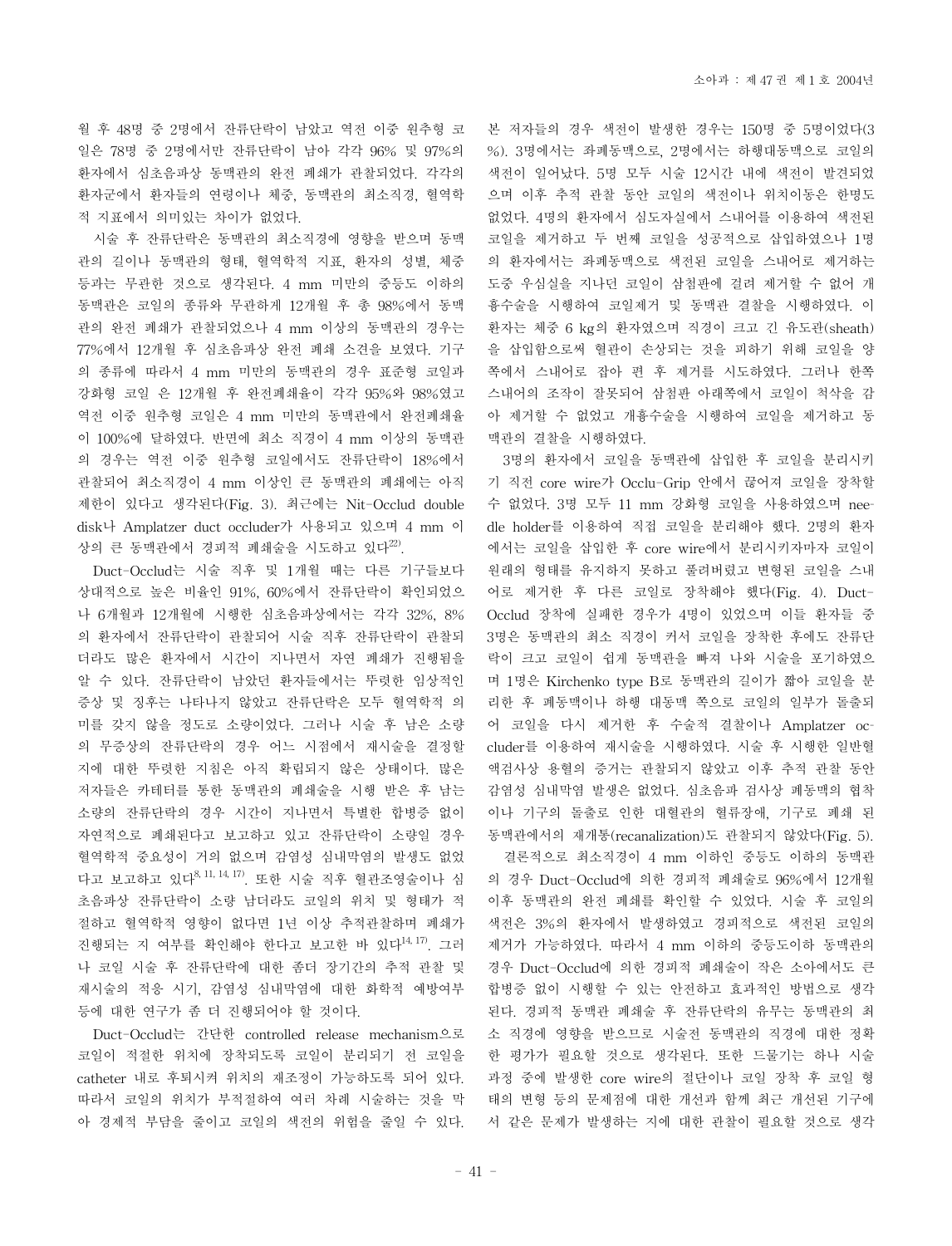월 후 48명 중 2명에서 잔류단락이 남았고 역전 이중 원추형 코일은 78명 중 2명에서만 잔류단락이 남아 각각 96% 및 97%의 환자에서 심초음파상 동맥관의 완전 폐쇄가 관찰되었다. 각각의 환자군에서 환자들의 연령이나 체중, 동맥관의 최소직경, 혈역학적 지표에서 의미있는 차이가 없었다.

시술 후 잔류단락은 동맥관의 최소직경에 영향을 받으며 동맥관의 길이나 동맥관의 형태, 혈역학적 지표, 환자의 성별, 체중 등과는 무관한 것으로 생각된다. 4 mm 미만의 중등도 이하의 동맥관은 코일의 종류와 무관하게 12개월 후 총 98%에서 동맥관의 완전 폐쇄가 관찰되었으나 4 mm 이상의 동맥관의 경우는 77%에서 12개월 후 심초음파상 완전 폐쇄 소견을 보였다. 기구의 종류에 따라서 4 mm 미만의 동맥관의 경우 표준형 코일과 강화형 코일 은 12개월 후 완전폐쇄율이 각각 95%와 98%였고 역전 이중 원추형 코일은 4 mm 미만의 동맥관에서 완전폐쇄율이 100%에 달하였다. 반면에 최소 직경이 4 mm 이상의 동맥관의 경우는 역전 이중 원추형 코일에서도 잔류단락이 18%에서 관찰되어 최소직경이 4 mm 이상인 큰 동맥관의 폐쇄에는 아직 제한이 있다고 생각된다(Fig. 3). 최근에는 Nit-Occlud double disk나 Amplatzer duct occluder가 사용되고 있으며 4 mm 이상의 큰 동맥관에서 경피적 폐쇄술을 시도하고 있다[22].

Duct-Occlud는 시술 직후 및 1개월 때는 다른 기구들보다 상대적으로 높은 비율인 91%, 60%에서 잔류단락이 확인되었으나 6개월과 12개월에 시행한 심초음파상에서는 각각 32%, 8%의 환자에서 잔류단락이 관찰되어 시술 직후 잔류단락이 관찰되더라도 많은 환자에서 시간이 지나면서 자연 폐쇄가 진행됨을 알 수 있다. 잔류단락이 남았던 환자들에서는 뚜렷한 임상적인 증상 및 징후는 나타나지 않았고 잔류단락은 모두 혈역학적 의미를 갖지 않을 정도로 소량이었다. 그러나 시술 후 남은 소량의 무증상의 잔류단락의 경우 어느 시점에서 재시술을 결정할 지에 대한 뚜렷한 지침은 아직 확립되지 않은 상태이다. 많은 저자들은 카테터를 통한 동맥관의 폐쇄술을 시행 받은 후 남는 소량의 잔류단락의 경우 시간이 지나면서 특별한 합병증 없이 자연적으로 폐쇄된다고 보고하고 있고 잔류단락이 소량일 경우 혈역학적 중요성이 거의 없으며 감염성 심내막염의 발생도 없었다고 보고하고 있다[8, 11, 14, 17]. 또한 시술 직후 혈관조영술이나 심초음파상 잔류단락이 소량 남더라도 코일의 위치 및 형태가 적절하고 혈역학적 영향이 없다면 1년 이상 추적관찰하며 폐쇄가 진행되는 지 여부를 확인해야 한다고 보고한 바 있다[14, 17]. 그러나 코일 시술 후 잔류단락에 대한 좀더 장기간의 추적 관찰 및 재시술의 적응 시기, 감염성 심내막염에 대한 화학적 예방여부 등에 대한 연구가 좀 더 진행되어야 할 것이다.

Duct-Occlud는 간단한 controlled release mechanism으로 코일이 적절한 위치에 장착되도록 코일이 분리되기 전 코일을 catheter 내로 후퇴시켜 위치의 재조정이 가능하도록 되어 있다. 따라서 코일의 위치가 부적절하여 여러 차례 시술하는 것을 막아 경제적 부담을 줄이고 코일의 색전의 위험을 줄일 수 있다. 본 저자들의 경우 색전이 발생한 경우는 150명 중 5명이었다(3%). 3명에서는 좌폐동맥으로, 2명에서는 하행대동맥으로 코일의 색전이 일어났다. 5명 모두 시술 12시간 내에 색전이 발견되었으며 이후 추적 관찰 동안 코일의 색전이나 위치이동은 한명도 없었다. 4명의 환자에서 심도자실에서 스네어를 이용하여 색전된 코일을 제거하고 두 번째 코일을 성공적으로 삽입하였으나 1명의 환자에서는 좌폐동맥으로 색전된 코일을 스네어로 제거하는 도중 우심실을 지나던 코일이 삼첨판에 걸려 제거할 수 없어 개흉수술을 시행하여 코일제거 및 동맥관 결찰을 시행하였다. 이 환자는 체중 6 kg의 환자였으며 직경이 크고 긴 유도관(sheath)을 삽입함으로써 혈관이 손상되는 것을 피하기 위해 코일을 양쪽에서 스네어로 잡아 편 후 제거를 시도하였다. 그러나 한쪽 스네어의 조작이 잘못되어 삼첨판 아래쪽에서 코일이 척삭을 감아 제거할 수 없었고 개흉수술을 시행하여 코일을 제거하고 동맥관의 결찰을 시행하였다.

3명의 환자에서 코일을 동맥관에 삽입한 후 코일을 분리시키기 직전 core wire가 Occlu-Grip 안에서 끊어져 코일을 장착할 수 없었다. 3명 모두 11 mm 강화형 코일을 사용하였으며 needle holder를 이용하여 직접 코일을 분리해야 했다. 2명의 환자에서는 코일을 삽입한 후 core wire에서 분리시키자마자 코일이 원래의 형태를 유지하지 못하고 풀려버렸고 변형된 코일을 스네어로 제거한 후 다른 코일로 장착해야 했다(Fig. 4). Duct-Occlud 장착에 실패한 경우가 4명이 있었으며 이들 환자들 중 3명은 동맥관의 최소 직경이 커서 코일을 장착한 후에도 잔류단락이 크고 코일이 쉽게 동맥관을 빠져 나와 시술을 포기하였으며 1명은 Kirchenko type B로 동맥관의 길이가 짧아 코일을 분리한 후 폐동맥이나 하행 대동맥 쪽으로 코일의 일부가 돌출되어 코일을 다시 제거한 후 수술적 결찰이나 Amplatzer occluder를 이용하여 재시술을 시행하였다. 시술 후 시행한 일반혈액검사상 용혈의 증거는 관찰되지 않았고 이후 추적 관찰 동안 감염성 심내막염 발생은 없었다. 심초음파 검사상 폐동맥의 협착이나 기구의 돌출로 인한 대혈관의 혈류장애, 기구로 폐쇄 된 동맥관에서의 재개통(recanalization)도 관찰되지 않았다(Fig. 5).

결론적으로 최소직경이 4 mm 이하인 중등도 이하의 동맥관의 경우 Duct-Occlud에 의한 경피적 폐쇄술로 96%에서 12개월 이후 동맥관의 완전 폐쇄를 확인할 수 있었다. 시술 후 코일의 색전은 3%의 환자에서 발생하였고 경피적으로 색전된 코일의 제거가 가능하였다. 따라서 4 mm 이하의 중등도이하 동맥관의 경우 Duct-Occlud에 의한 경피적 폐쇄술이 작은 소아에서도 큰 합병증 없이 시행할 수 있는 안전하고 효과적인 방법으로 생각된다. 경피적 동맥관 폐쇄술 후 잔류단락의 유무는 동맥관의 최소 직경에 영향을 받으므로 시술전 동맥관의 직경에 대한 정확한 평가가 필요할 것으로 생각된다. 또한 드물기는 하나 시술 과정 중에 발생한 core wire의 절단이나 코일 장착 후 코일 형태의 변형 등의 문제점에 대한 개선과 함께 최근 개선된 기구에서 같은 문제가 발생하는 지에 대한 관찰이 필요할 것으로 생각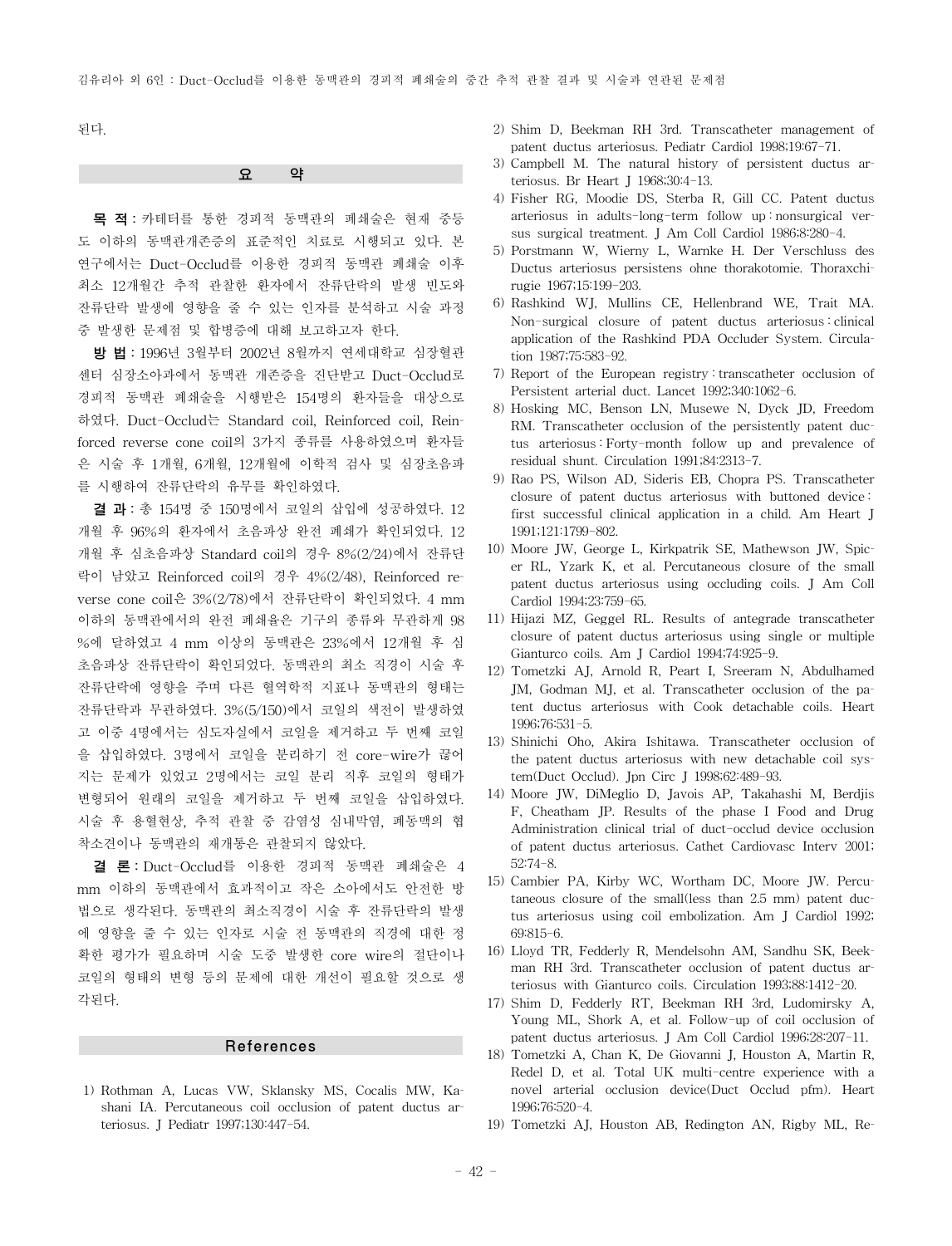된다.

## 요 약

**목 적**: 카테터를 통한 경피적 동맥관의 폐쇄술은 현재 중등도 이하의 동맥관개존증의 표준적인 치료로 시행되고 있다. 본 연구에서는 Duct-Occlud를 이용한 경피적 동맥관 폐쇄술 이후 최소 12개월간 추적 관찰한 환자에서 잔류단락의 발생 빈도와 잔류단락 발생에 영향을 줄 수 있는 인자를 분석하고 시술 과정 중 발생한 문제점 및 합병증에 대해 보고하고자 한다.

**방 법**: 1996년 3월부터 2002년 8월까지 연세대학교 심장혈관센터 심장소아과에서 동맥관 개존증을 진단받고 Duct-Occlud로 경피적 동맥관 폐쇄술을 시행받은 154명의 환자들을 대상으로 하였다. Duct-Occlud는 Standard coil, Reinforced coil, Reinforced reverse cone coil의 3가지 종류를 사용하였으며 환자들은 시술 후 1개월, 6개월, 12개월에 이학적 검사 및 심장초음파를 시행하여 잔류단락의 유무를 확인하였다.

**결 과**: 총 154명 중 150명에서 코일의 삽입에 성공하였다. 12개월 후 96%의 환자에서 초음파상 완전 폐쇄가 확인되었다. 12개월 후 심초음파상 Standard coil의 경우 8%(2/24)에서 잔류단락이 남았고 Reinforced coil의 경우 4%(2/48), Reinforced reverse cone coil은 3%(2/78)에서 잔류단락이 확인되었다. 4 mm 이하의 동맥관에서의 완전 폐쇄율은 기구의 종류와 무관하게 98%에 달하였고 4 mm 이상의 동맥관은 23%에서 12개월 후 심초음파상 잔류단락이 확인되었다. 동맥관의 최소 직경이 시술 후 잔류단락에 영향을 주며 다른 혈역학적 지표나 동맥관의 형태는 잔류단락과 무관하였다. 3%(5/150)에서 코일의 색전이 발생하였고 이중 4명에서는 심도자실에서 코일을 제거하고 두 번째 코일을 삽입하였다. 3명에서 코일을 분리하기 전 core-wire가 끊어지는 문제가 있었고 2명에서는 코일 분리 직후 코일의 형태가 변형되어 원래의 코일을 제거하고 두 번째 코일을 삽입하였다. 시술 후 용혈현상, 추적 관찰 중 감염성 심내막염, 폐동맥의 협착소견이나 동맥관의 재개통은 관찰되지 않았다.

**결 론**: Duct-Occlud를 이용한 경피적 동맥관 폐쇄술은 4 mm 이하의 동맥관에서 효과적이고 작은 소아에서도 안전한 방법으로 생각된다. 동맥관의 최소직경이 시술 후 잔류단락의 발생에 영향을 줄 수 있는 인자로 시술 전 동맥관의 직경에 대한 정확한 평가가 필요하며 시술 도중 발생한 core wire의 절단이나 코일의 형태의 변형 등의 문제에 대한 개선이 필요할 것으로 생각된다.

## References

1) Rothman A, Lucas VW, Sklansky MS, Cocalis MW, Kashani IA. Percutaneous coil occlusion of patent ductus arteriosus. J Pediatr 1997;130:447-54.
2) Shim D, Beekman RH 3rd. Transcatheter management of patent ductus arteriosus. Pediatr Cardiol 1998;19:67-71.
3) Campbell M. The natural history of persistent ductus arteriosus. Br Heart J 1968;30:4-13.
4) Fisher RG, Moodie DS, Sterba R, Gill CC. Patent ductus arteriosus in adults-long-term follow up : nonsurgical versus surgical treatment. J Am Coll Cardiol 1986;8:280-4.
5) Porstmann W, Wierny L, Warnke H. Der Verschluss des Ductus arteriosus persistens ohne thorakotomie. Thoraxchirugie 1967;15:199-203.
6) Rashkind WJ, Mullins CE, Hellenbrand WE, Trait MA. Non-surgical closure of patent ductus arteriosus : clinical application of the Rashkind PDA Occluder System. Circulation 1987;75:583-92.
7) Report of the European registry : transcatheter occlusion of Persistent arterial duct. Lancet 1992;340:1062-6.
8) Hosking MC, Benson LN, Musewe N, Dyck JD, Freedom RM. Transcatheter occlusion of the persistently patent ductus arteriosus : Forty-month follow up and prevalence of residual shunt. Circulation 1991;84:2313-7.
9) Rao PS, Wilson AD, Sideris EB, Chopra PS. Transcatheter closure of patent ductus arteriosus with buttoned device : first successful clinical application in a child. Am Heart J 1991;121:1799-802.
10) Moore JW, George L, Kirkpatrik SE, Mathewson JW, Spicer RL, Yzark K, et al. Percutaneous closure of the small patent ductus arteriosus using occluding coils. J Am Coll Cardiol 1994;23:759-65.
11) Hijazi MZ, Geggel RL. Results of antegrade transcatheter closure of patent ductus arteriosus using single or multiple Gianturco coils. Am J Cardiol 1994;74:925-9.
12) Tometzki AJ, Arnold R, Peart I, Sreeram N, Abdulhamed JM, Godman MJ, et al. Transcatheter occlusion of the patent ductus arteriosus with Cook detachable coils. Heart 1996;76:531-5.
13) Shinichi Oho, Akira Ishitawa. Transcatheter occlusion of the patent ductus arteriosus with new detachable coil system(Duct Occlud). Jpn Circ J 1998;62:489-93.
14) Moore JW, DiMeglio D, Javois AP, Takahashi M, Berdjis F, Cheatham JP. Results of the phase I Food and Drug Administration clinical trial of duct-occlud device occlusion of patent ductus arteriosus. Cathet Cardiovasc Interv 2001;52:74-8.
15) Cambier PA, Kirby WC, Wortham DC, Moore JW. Percutaneous closure of the small(less than 2.5 mm) patent ductus arteriosus using coil embolization. Am J Cardiol 1992;69:815-6.
16) Lloyd TR, Fedderly R, Mendelsohn AM, Sandhu SK, Beekman RH 3rd. Transcatheter occlusion of patent ductus arteriosus with Gianturco coils. Circulation 1993;88:1412-20.
17) Shim D, Fedderly RT, Beekman RH 3rd, Ludomirsky A, Young ML, Shork A, et al. Follow-up of coil occlusion of patent ductus arteriosus. J Am Coll Cardiol 1996;28:207-11.
18) Tometzki A, Chan K, De Giovanni J, Houston A, Martin R, Redel D, et al. Total UK multi-centre experience with a novel arterial occlusion device(Duct Occlud pfm). Heart 1996;76:520-4.
19) Tometzki AJ, Houston AB, Redington AN, Rigby ML, Re-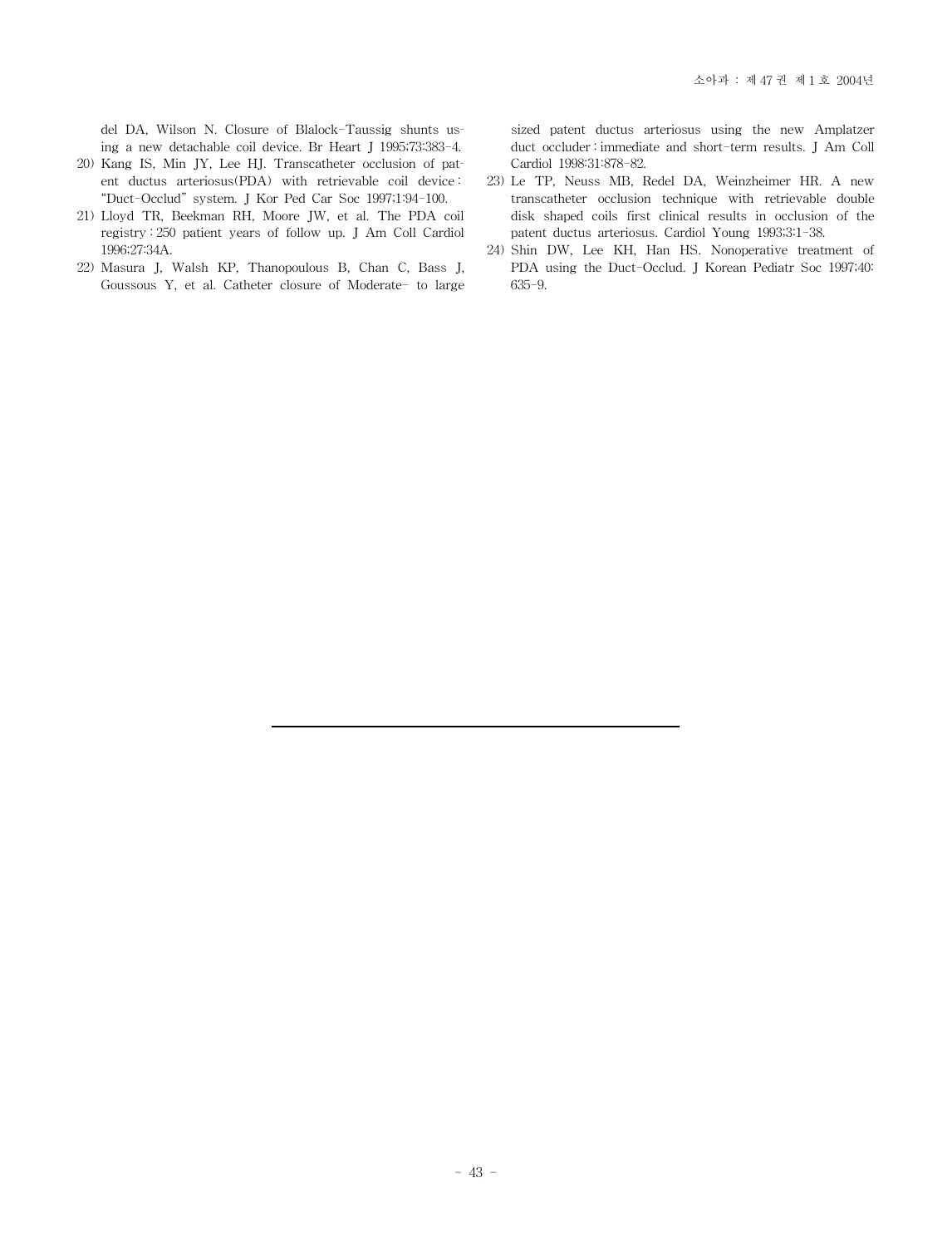del DA, Wilson N. Closure of Blalock-Taussig shunts using a new detachable coil device. Br Heart J 1995;73:383-4.

20) Kang IS, Min JY, Lee HJ. Transcatheter occlusion of patent ductus arteriosus(PDA) with retrievable coil device : "Duct-Occlud" system. J Kor Ped Car Soc 1997;1:94-100.

21) Lloyd TR, Beekman RH, Moore JW, et al. The PDA coil registry : 250 patient years of follow up. J Am Coll Cardiol 1996;27:34A.

22) Masura J, Walsh KP, Thanopoulous B, Chan C, Bass J, Goussous Y, et al. Catheter closure of Moderate- to large sized patent ductus arteriosus using the new Amplatzer duct occluder : immediate and short-term results. J Am Coll Cardiol 1998;31:878-82.

23) Le TP, Neuss MB, Redel DA, Weinzheimer HR. A new transcatheter occlusion technique with retrievable double disk shaped coils first clinical results in occlusion of the patent ductus arteriosus. Cardiol Young 1993;3:1-38.

24) Shin DW, Lee KH, Han HS. Nonoperative treatment of PDA using the Duct-Occlud. J Korean Pediatr Soc 1997;40:635-9.